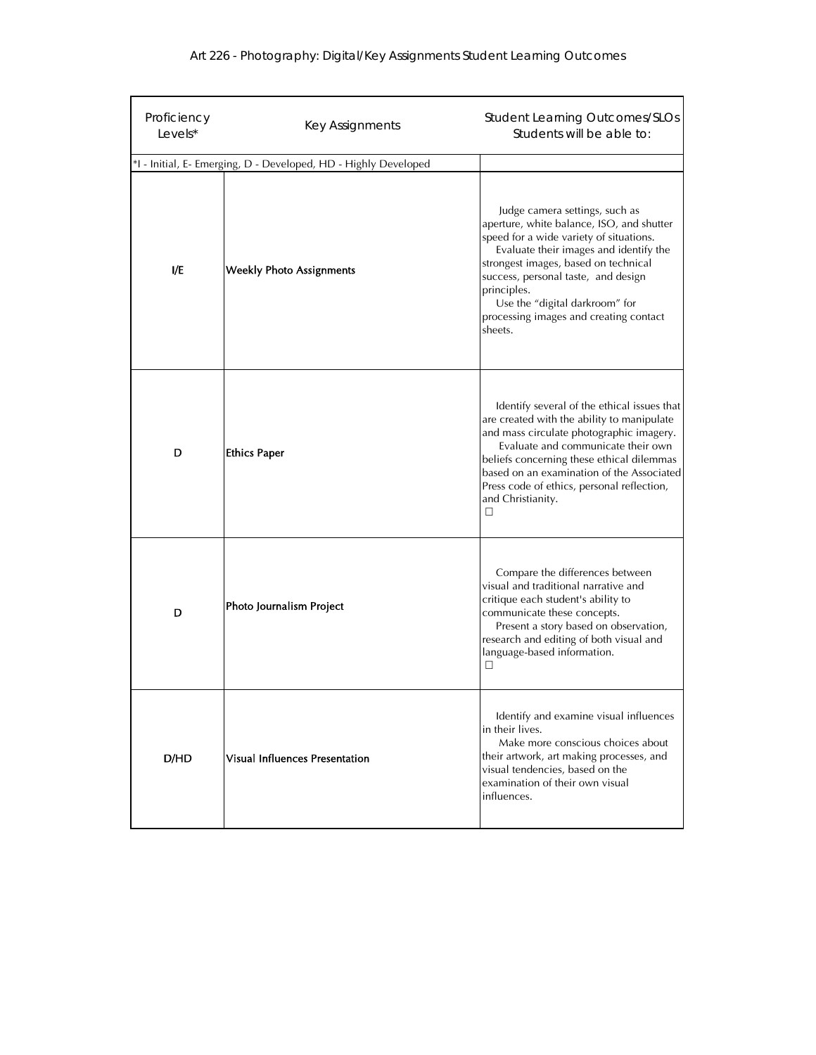# Art 226 - Photography: Digital/Key Assignments Student Learning Outcomes

| Proficiency Levels* | Key Assignments | Student Learning Outcomes/SLOs Students will be able to: |
|---|---|---|
| *I - Initial, E- Emerging, D - Developed, HD - Highly Developed | | |
| I/E | **Weekly Photo Assignments** | Judge camera settings, such as aperture, white balance, ISO, and shutter speed for a wide variety of situations. Evaluate their images and identify the strongest images, based on technical success, personal taste, and design principles. Use the "digital darkroom" for processing images and creating contact sheets. |
| D | **Ethics Paper** | Identify several of the ethical issues that are created with the ability to manipulate and mass circulate photographic imagery. Evaluate and communicate their own beliefs concerning these ethical dilemmas based on an examination of the Associated Press code of ethics, personal reflection, and Christianity. □ |
| D | **Photo Journalism Project** | Compare the differences between visual and traditional narrative and critique each student's ability to communicate these concepts. Present a story based on observation, research and editing of both visual and language-based information. □ |
| D/HD | **Visual Influences Presentation** | Identify and examine visual influences in their lives. Make more conscious choices about their artwork, art making processes, and visual tendencies, based on the examination of their own visual influences. |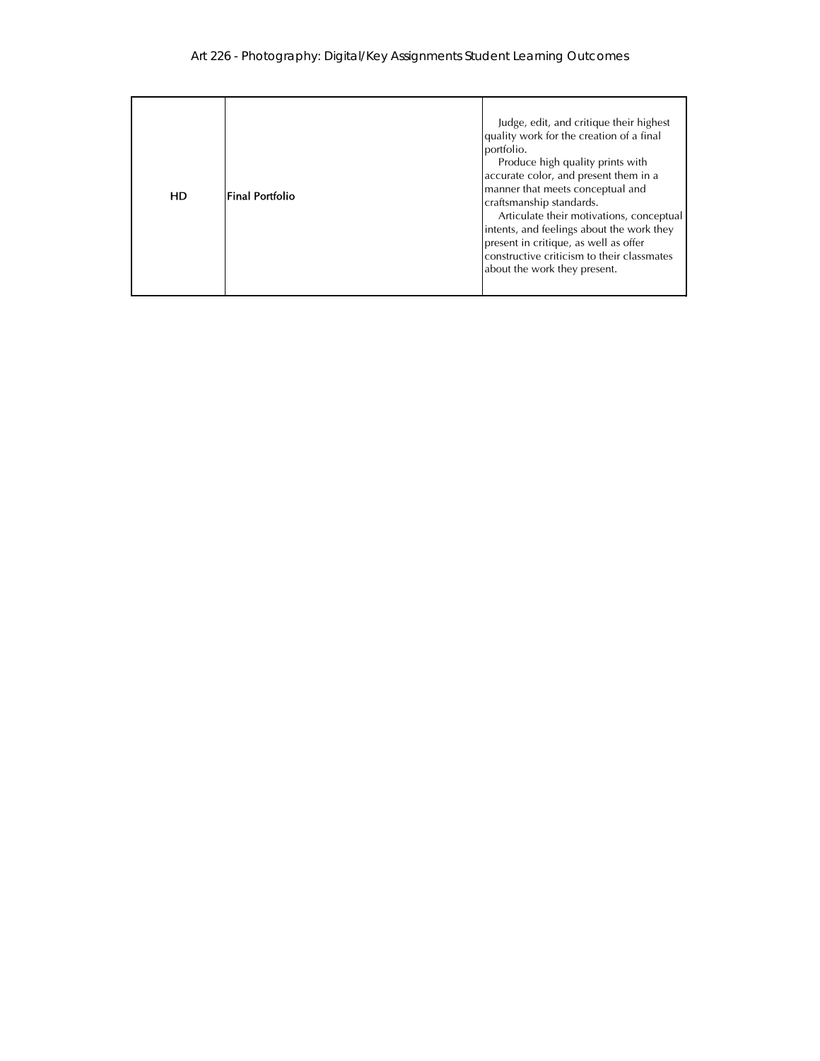| | | |
|---|---|---|
| HD | Final Portfolio | Judge, edit, and critique their highest quality work for the creation of a final portfolio.<br>Produce high quality prints with accurate color, and present them in a manner that meets conceptual and craftsmanship standards.<br>Articulate their motivations, conceptual intents, and feelings about the work they present in critique, as well as offer constructive criticism to their classmates about the work they present. |